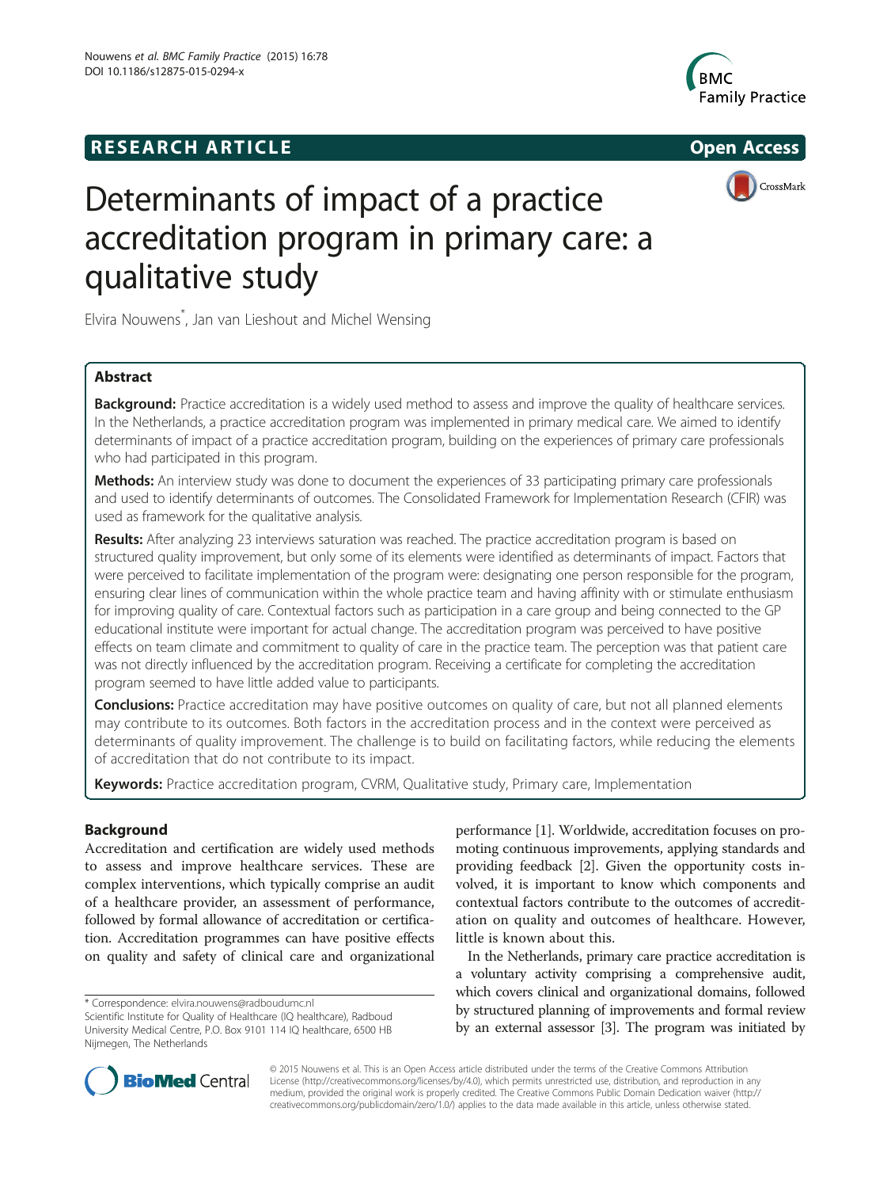RESEARCH ARTICLE

Open Access

# Determinants of impact of a practice accreditation program in primary care: a qualitative study

Elvira Nouwens*, Jan van Lieshout and Michel Wensing

## Abstract

**Background:** Practice accreditation is a widely used method to assess and improve the quality of healthcare services. In the Netherlands, a practice accreditation program was implemented in primary medical care. We aimed to identify determinants of impact of a practice accreditation program, building on the experiences of primary care professionals who had participated in this program.

**Methods:** An interview study was done to document the experiences of 33 participating primary care professionals and used to identify determinants of outcomes. The Consolidated Framework for Implementation Research (CFIR) was used as framework for the qualitative analysis.

**Results:** After analyzing 23 interviews saturation was reached. The practice accreditation program is based on structured quality improvement, but only some of its elements were identified as determinants of impact. Factors that were perceived to facilitate implementation of the program were: designating one person responsible for the program, ensuring clear lines of communication within the whole practice team and having affinity with or stimulate enthusiasm for improving quality of care. Contextual factors such as participation in a care group and being connected to the GP educational institute were important for actual change. The accreditation program was perceived to have positive effects on team climate and commitment to quality of care in the practice team. The perception was that patient care was not directly influenced by the accreditation program. Receiving a certificate for completing the accreditation program seemed to have little added value to participants.

**Conclusions:** Practice accreditation may have positive outcomes on quality of care, but not all planned elements may contribute to its outcomes. Both factors in the accreditation process and in the context were perceived as determinants of quality improvement. The challenge is to build on facilitating factors, while reducing the elements of accreditation that do not contribute to its impact.

**Keywords:** Practice accreditation program, CVRM, Qualitative study, Primary care, Implementation

## Background

Accreditation and certification are widely used methods to assess and improve healthcare services. These are complex interventions, which typically comprise an audit of a healthcare provider, an assessment of performance, followed by formal allowance of accreditation or certification. Accreditation programmes can have positive effects on quality and safety of clinical care and organizational performance [1]. Worldwide, accreditation focuses on promoting continuous improvements, applying standards and providing feedback [2]. Given the opportunity costs involved, it is important to know which components and contextual factors contribute to the outcomes of accreditation on quality and outcomes of healthcare. However, little is known about this.

In the Netherlands, primary care practice accreditation is a voluntary activity comprising a comprehensive audit, which covers clinical and organizational domains, followed by structured planning of improvements and formal review by an external assessor [3]. The program was initiated by

* Correspondence: elvira.nouwens@radboudumc.nl
Scientific Institute for Quality of Healthcare (IQ healthcare), Radboud University Medical Centre, P.O. Box 9101 114 IQ healthcare, 6500 HB Nijmegen, The Netherlands

© 2015 Nouwens et al. This is an Open Access article distributed under the terms of the Creative Commons Attribution License (http://creativecommons.org/licenses/by/4.0), which permits unrestricted use, distribution, and reproduction in any medium, provided the original work is properly credited. The Creative Commons Public Domain Dedication waiver (http://creativecommons.org/publicdomain/zero/1.0/) applies to the data made available in this article, unless otherwise stated.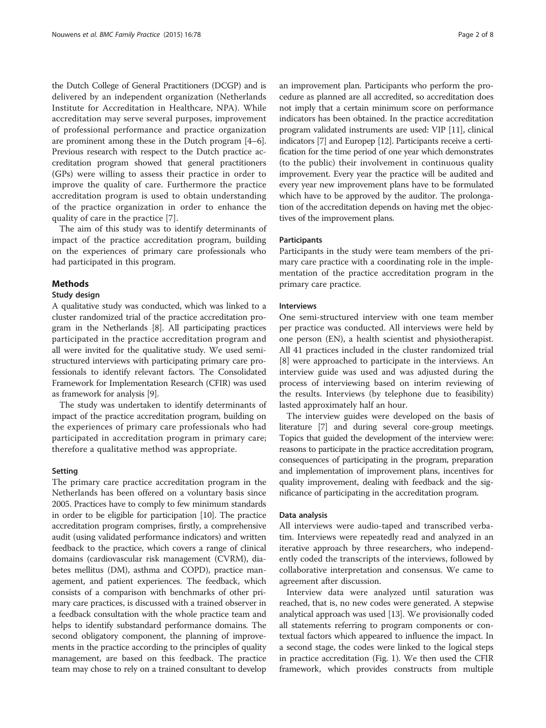the Dutch College of General Practitioners (DCGP) and is delivered by an independent organization (Netherlands Institute for Accreditation in Healthcare, NPA). While accreditation may serve several purposes, improvement of professional performance and practice organization are prominent among these in the Dutch program [4–6]. Previous research with respect to the Dutch practice accreditation program showed that general practitioners (GPs) were willing to assess their practice in order to improve the quality of care. Furthermore the practice accreditation program is used to obtain understanding of the practice organization in order to enhance the quality of care in the practice [7].

The aim of this study was to identify determinants of impact of the practice accreditation program, building on the experiences of primary care professionals who had participated in this program.

## Methods

### Study design

A qualitative study was conducted, which was linked to a cluster randomized trial of the practice accreditation program in the Netherlands [8]. All participating practices participated in the practice accreditation program and all were invited for the qualitative study. We used semi-structured interviews with participating primary care professionals to identify relevant factors. The Consolidated Framework for Implementation Research (CFIR) was used as framework for analysis [9].

The study was undertaken to identify determinants of impact of the practice accreditation program, building on the experiences of primary care professionals who had participated in accreditation program in primary care; therefore a qualitative method was appropriate.

### Setting

The primary care practice accreditation program in the Netherlands has been offered on a voluntary basis since 2005. Practices have to comply to few minimum standards in order to be eligible for participation [10]. The practice accreditation program comprises, firstly, a comprehensive audit (using validated performance indicators) and written feedback to the practice, which covers a range of clinical domains (cardiovascular risk management (CVRM), diabetes mellitus (DM), asthma and COPD), practice management, and patient experiences. The feedback, which consists of a comparison with benchmarks of other primary care practices, is discussed with a trained observer in a feedback consultation with the whole practice team and helps to identify substandard performance domains. The second obligatory component, the planning of improvements in the practice according to the principles of quality management, are based on this feedback. The practice team may chose to rely on a trained consultant to develop an improvement plan. Participants who perform the procedure as planned are all accredited, so accreditation does not imply that a certain minimum score on performance indicators has been obtained. In the practice accreditation program validated instruments are used: VIP [11], clinical indicators [7] and Europep [12]. Participants receive a certification for the time period of one year which demonstrates (to the public) their involvement in continuous quality improvement. Every year the practice will be audited and every year new improvement plans have to be formulated which have to be approved by the auditor. The prolongation of the accreditation depends on having met the objectives of the improvement plans.

### Participants

Participants in the study were team members of the primary care practice with a coordinating role in the implementation of the practice accreditation program in the primary care practice.

### Interviews

One semi-structured interview with one team member per practice was conducted. All interviews were held by one person (EN), a health scientist and physiotherapist. All 41 practices included in the cluster randomized trial [8] were approached to participate in the interviews. An interview guide was used and was adjusted during the process of interviewing based on interim reviewing of the results. Interviews (by telephone due to feasibility) lasted approximately half an hour.

The interview guides were developed on the basis of literature [7] and during several core-group meetings. Topics that guided the development of the interview were: reasons to participate in the practice accreditation program, consequences of participating in the program, preparation and implementation of improvement plans, incentives for quality improvement, dealing with feedback and the significance of participating in the accreditation program.

### Data analysis

All interviews were audio-taped and transcribed verbatim. Interviews were repeatedly read and analyzed in an iterative approach by three researchers, who independently coded the transcripts of the interviews, followed by collaborative interpretation and consensus. We came to agreement after discussion.

Interview data were analyzed until saturation was reached, that is, no new codes were generated. A stepwise analytical approach was used [13]. We provisionally coded all statements referring to program components or contextual factors which appeared to influence the impact. In a second stage, the codes were linked to the logical steps in practice accreditation (Fig. 1). We then used the CFIR framework, which provides constructs from multiple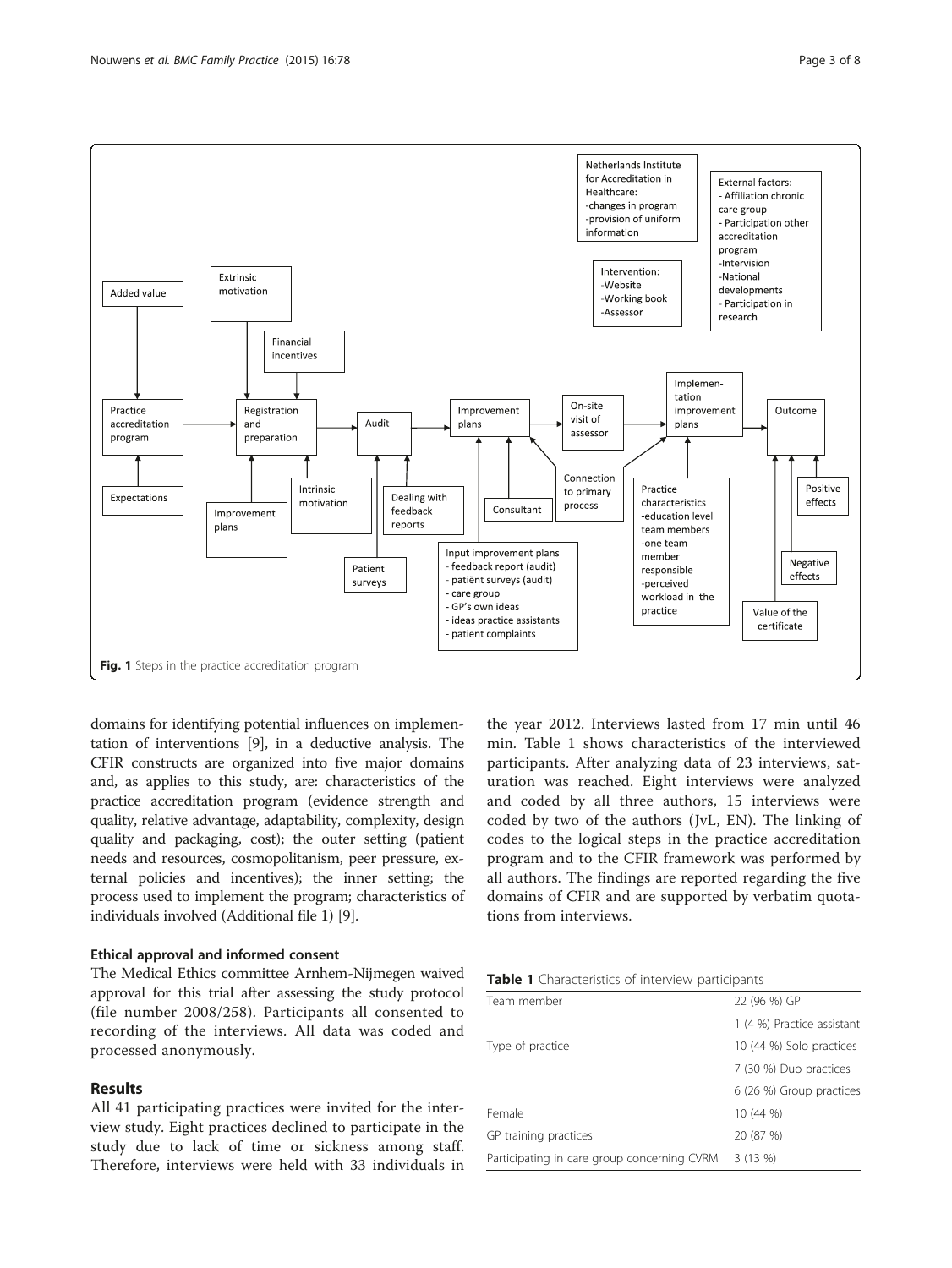Fig. 1 Steps in the practice accreditation program

domains for identifying potential influences on implementation of interventions [9], in a deductive analysis. The CFIR constructs are organized into five major domains and, as applies to this study, are: characteristics of the practice accreditation program (evidence strength and quality, relative advantage, adaptability, complexity, design quality and packaging, cost); the outer setting (patient needs and resources, cosmopolitanism, peer pressure, external policies and incentives); the inner setting; the process used to implement the program; characteristics of individuals involved (Additional file 1) [9].

### Ethical approval and informed consent

The Medical Ethics committee Arnhem-Nijmegen waived approval for this trial after assessing the study protocol (file number 2008/258). Participants all consented to recording of the interviews. All data was coded and processed anonymously.

## Results

All 41 participating practices were invited for the interview study. Eight practices declined to participate in the study due to lack of time or sickness among staff. Therefore, interviews were held with 33 individuals in the year 2012. Interviews lasted from 17 min until 46 min. Table 1 shows characteristics of the interviewed participants. After analyzing data of 23 interviews, saturation was reached. Eight interviews were analyzed and coded by all three authors, 15 interviews were coded by two of the authors (JvL, EN). The linking of codes to the logical steps in the practice accreditation program and to the CFIR framework was performed by all authors. The findings are reported regarding the five domains of CFIR and are supported by verbatim quotations from interviews.

**Table 1** Characteristics of interview participants

| | |
|---|---|
| Team member | 22 (96 %) GP |
| | 1 (4 %) Practice assistant |
| Type of practice | 10 (44 %) Solo practices |
| | 7 (30 %) Duo practices |
| | 6 (26 %) Group practices |
| Female | 10 (44 %) |
| GP training practices | 20 (87 %) |
| Participating in care group concerning CVRM | 3 (13 %) |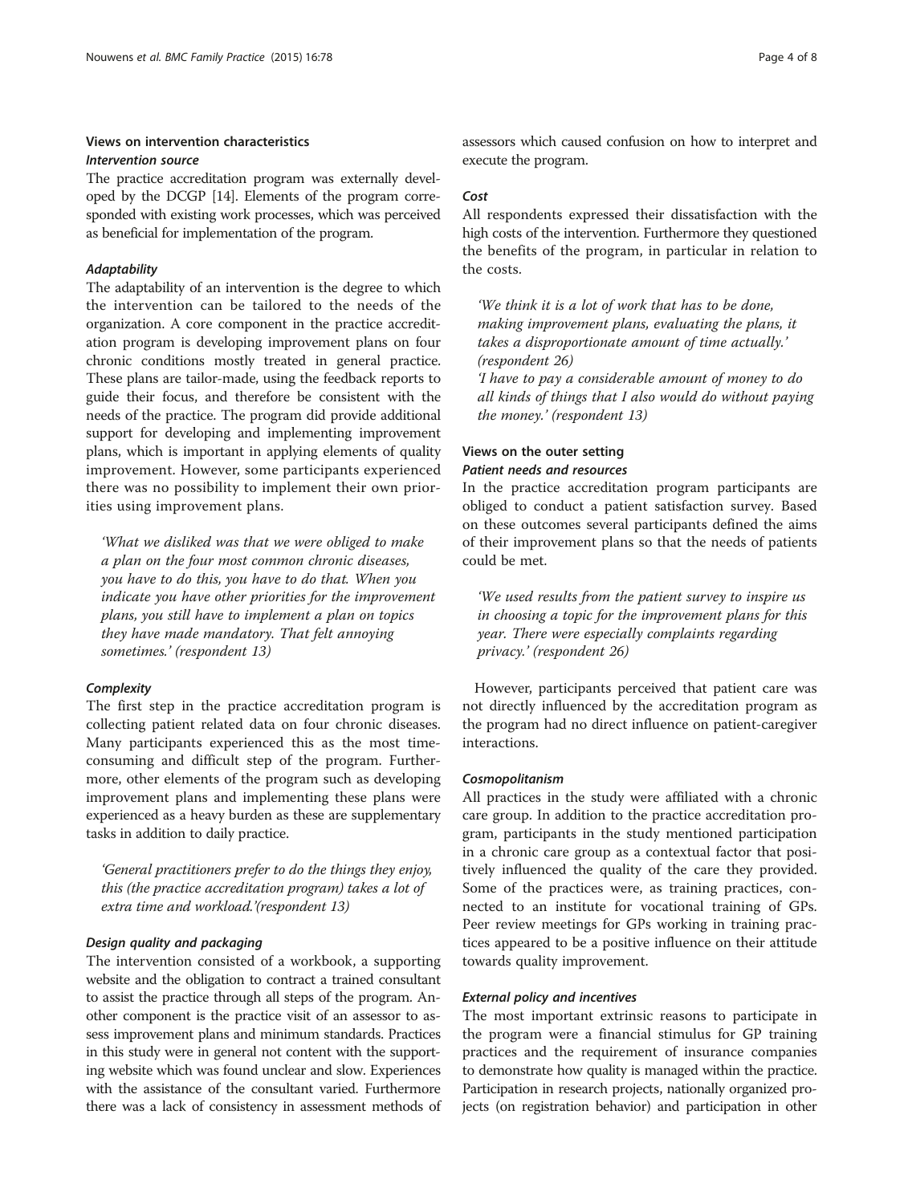### Views on intervention characteristics

#### *Intervention source*

The practice accreditation program was externally developed by the DCGP [14]. Elements of the program corresponded with existing work processes, which was perceived as beneficial for implementation of the program.

#### *Adaptability*

The adaptability of an intervention is the degree to which the intervention can be tailored to the needs of the organization. A core component in the practice accreditation program is developing improvement plans on four chronic conditions mostly treated in general practice. These plans are tailor-made, using the feedback reports to guide their focus, and therefore be consistent with the needs of the practice. The program did provide additional support for developing and implementing improvement plans, which is important in applying elements of quality improvement. However, some participants experienced there was no possibility to implement their own priorities using improvement plans.

> *'What we disliked was that we were obliged to make a plan on the four most common chronic diseases, you have to do this, you have to do that. When you indicate you have other priorities for the improvement plans, you still have to implement a plan on topics they have made mandatory. That felt annoying sometimes.' (respondent 13)*

#### *Complexity*

The first step in the practice accreditation program is collecting patient related data on four chronic diseases. Many participants experienced this as the most time-consuming and difficult step of the program. Furthermore, other elements of the program such as developing improvement plans and implementing these plans were experienced as a heavy burden as these are supplementary tasks in addition to daily practice.

> *'General practitioners prefer to do the things they enjoy, this (the practice accreditation program) takes a lot of extra time and workload.'(respondent 13)*

#### *Design quality and packaging*

The intervention consisted of a workbook, a supporting website and the obligation to contract a trained consultant to assist the practice through all steps of the program. Another component is the practice visit of an assessor to assess improvement plans and minimum standards. Practices in this study were in general not content with the supporting website which was found unclear and slow. Experiences with the assistance of the consultant varied. Furthermore there was a lack of consistency in assessment methods of assessors which caused confusion on how to interpret and execute the program.

#### *Cost*

All respondents expressed their dissatisfaction with the high costs of the intervention. Furthermore they questioned the benefits of the program, in particular in relation to the costs.

> *'We think it is a lot of work that has to be done, making improvement plans, evaluating the plans, it takes a disproportionate amount of time actually.' (respondent 26)*
> *'I have to pay a considerable amount of money to do all kinds of things that I also would do without paying the money.' (respondent 13)*

### Views on the outer setting

#### *Patient needs and resources*

In the practice accreditation program participants are obliged to conduct a patient satisfaction survey. Based on these outcomes several participants defined the aims of their improvement plans so that the needs of patients could be met.

> *'We used results from the patient survey to inspire us in choosing a topic for the improvement plans for this year. There were especially complaints regarding privacy.' (respondent 26)*

However, participants perceived that patient care was not directly influenced by the accreditation program as the program had no direct influence on patient-caregiver interactions.

#### *Cosmopolitanism*

All practices in the study were affiliated with a chronic care group. In addition to the practice accreditation program, participants in the study mentioned participation in a chronic care group as a contextual factor that positively influenced the quality of the care they provided. Some of the practices were, as training practices, connected to an institute for vocational training of GPs. Peer review meetings for GPs working in training practices appeared to be a positive influence on their attitude towards quality improvement.

#### *External policy and incentives*

The most important extrinsic reasons to participate in the program were a financial stimulus for GP training practices and the requirement of insurance companies to demonstrate how quality is managed within the practice. Participation in research projects, nationally organized projects (on registration behavior) and participation in other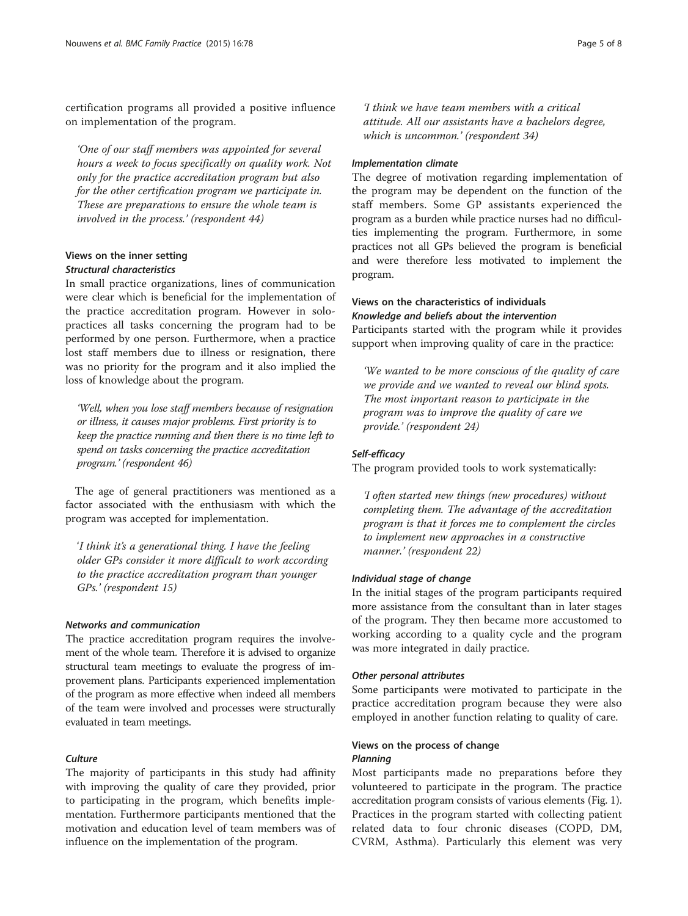certification programs all provided a positive influence on implementation of the program.

> *'One of our staff members was appointed for several hours a week to focus specifically on quality work. Not only for the practice accreditation program but also for the other certification program we participate in. These are preparations to ensure the whole team is involved in the process.' (respondent 44)*

### Views on the inner setting

#### *Structural characteristics*

In small practice organizations, lines of communication were clear which is beneficial for the implementation of the practice accreditation program. However in solo-practices all tasks concerning the program had to be performed by one person. Furthermore, when a practice lost staff members due to illness or resignation, there was no priority for the program and it also implied the loss of knowledge about the program.

> *'Well, when you lose staff members because of resignation or illness, it causes major problems. First priority is to keep the practice running and then there is no time left to spend on tasks concerning the practice accreditation program.' (respondent 46)*

The age of general practitioners was mentioned as a factor associated with the enthusiasm with which the program was accepted for implementation.

> *'I think it's a generational thing. I have the feeling older GPs consider it more difficult to work according to the practice accreditation program than younger GPs.' (respondent 15)*

#### *Networks and communication*

The practice accreditation program requires the involvement of the whole team. Therefore it is advised to organize structural team meetings to evaluate the progress of improvement plans. Participants experienced implementation of the program as more effective when indeed all members of the team were involved and processes were structurally evaluated in team meetings.

#### *Culture*

The majority of participants in this study had affinity with improving the quality of care they provided, prior to participating in the program, which benefits implementation. Furthermore participants mentioned that the motivation and education level of team members was of influence on the implementation of the program.

> *'I think we have team members with a critical attitude. All our assistants have a bachelors degree, which is uncommon.' (respondent 34)*

#### *Implementation climate*

The degree of motivation regarding implementation of the program may be dependent on the function of the staff members. Some GP assistants experienced the program as a burden while practice nurses had no difficulties implementing the program. Furthermore, in some practices not all GPs believed the program is beneficial and were therefore less motivated to implement the program.

### Views on the characteristics of individuals

#### *Knowledge and beliefs about the intervention*

Participants started with the program while it provides support when improving quality of care in the practice:

> *'We wanted to be more conscious of the quality of care we provide and we wanted to reveal our blind spots. The most important reason to participate in the program was to improve the quality of care we provide.' (respondent 24)*

#### *Self-efficacy*

The program provided tools to work systematically:

> *'I often started new things (new procedures) without completing them. The advantage of the accreditation program is that it forces me to complement the circles to implement new approaches in a constructive manner.' (respondent 22)*

#### *Individual stage of change*

In the initial stages of the program participants required more assistance from the consultant than in later stages of the program. They then became more accustomed to working according to a quality cycle and the program was more integrated in daily practice.

#### *Other personal attributes*

Some participants were motivated to participate in the practice accreditation program because they were also employed in another function relating to quality of care.

### Views on the process of change

#### *Planning*

Most participants made no preparations before they volunteered to participate in the program. The practice accreditation program consists of various elements (Fig. 1). Practices in the program started with collecting patient related data to four chronic diseases (COPD, DM, CVRM, Asthma). Particularly this element was very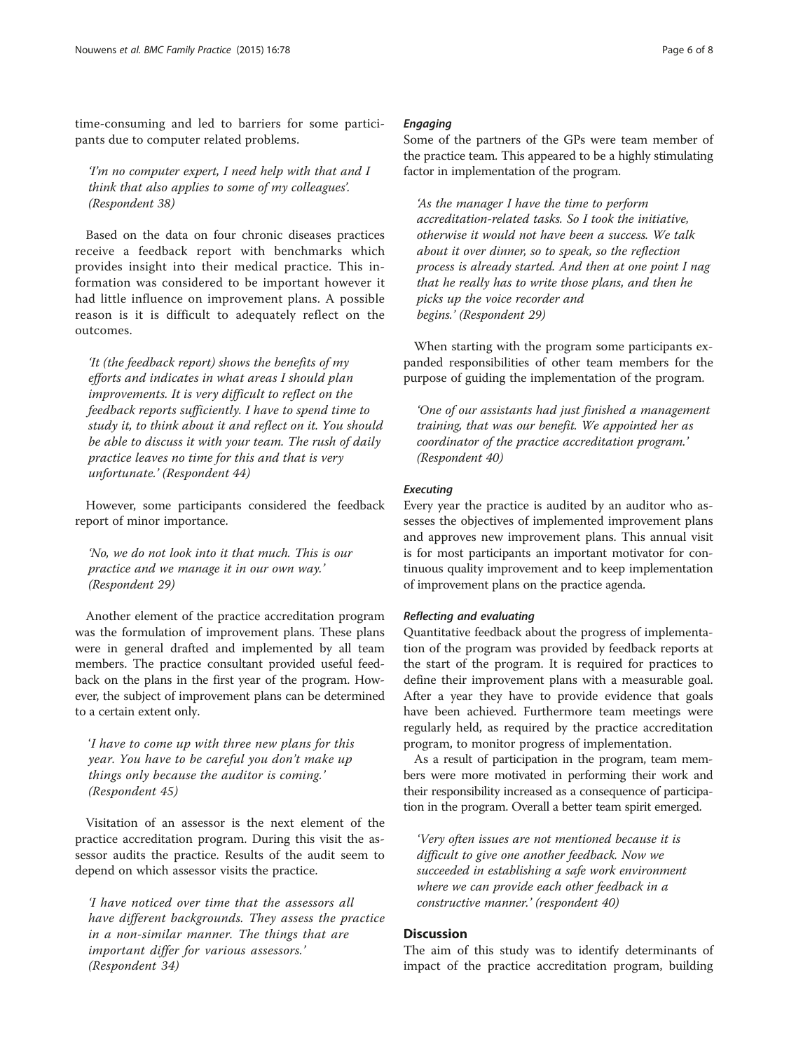time-consuming and led to barriers for some participants due to computer related problems.

> *'I'm no computer expert, I need help with that and I think that also applies to some of my colleagues'. (Respondent 38)*

Based on the data on four chronic diseases practices receive a feedback report with benchmarks which provides insight into their medical practice. This information was considered to be important however it had little influence on improvement plans. A possible reason is it is difficult to adequately reflect on the outcomes.

> *'It (the feedback report) shows the benefits of my efforts and indicates in what areas I should plan improvements. It is very difficult to reflect on the feedback reports sufficiently. I have to spend time to study it, to think about it and reflect on it. You should be able to discuss it with your team. The rush of daily practice leaves no time for this and that is very unfortunate.' (Respondent 44)*

However, some participants considered the feedback report of minor importance.

> *'No, we do not look into it that much. This is our practice and we manage it in our own way.' (Respondent 29)*

Another element of the practice accreditation program was the formulation of improvement plans. These plans were in general drafted and implemented by all team members. The practice consultant provided useful feedback on the plans in the first year of the program. However, the subject of improvement plans can be determined to a certain extent only.

> *'I have to come up with three new plans for this year. You have to be careful you don't make up things only because the auditor is coming.' (Respondent 45)*

Visitation of an assessor is the next element of the practice accreditation program. During this visit the assessor audits the practice. Results of the audit seem to depend on which assessor visits the practice.

> *'I have noticed over time that the assessors all have different backgrounds. They assess the practice in a non-similar manner. The things that are important differ for various assessors.' (Respondent 34)*

#### *Engaging*

Some of the partners of the GPs were team member of the practice team. This appeared to be a highly stimulating factor in implementation of the program.

> *'As the manager I have the time to perform accreditation-related tasks. So I took the initiative, otherwise it would not have been a success. We talk about it over dinner, so to speak, so the reflection process is already started. And then at one point I nag that he really has to write those plans, and then he picks up the voice recorder and begins.' (Respondent 29)*

When starting with the program some participants expanded responsibilities of other team members for the purpose of guiding the implementation of the program.

> *'One of our assistants had just finished a management training, that was our benefit. We appointed her as coordinator of the practice accreditation program.' (Respondent 40)*

#### *Executing*

Every year the practice is audited by an auditor who assesses the objectives of implemented improvement plans and approves new improvement plans. This annual visit is for most participants an important motivator for continuous quality improvement and to keep implementation of improvement plans on the practice agenda.

#### *Reflecting and evaluating*

Quantitative feedback about the progress of implementation of the program was provided by feedback reports at the start of the program. It is required for practices to define their improvement plans with a measurable goal. After a year they have to provide evidence that goals have been achieved. Furthermore team meetings were regularly held, as required by the practice accreditation program, to monitor progress of implementation.

As a result of participation in the program, team members were more motivated in performing their work and their responsibility increased as a consequence of participation in the program. Overall a better team spirit emerged.

> *'Very often issues are not mentioned because it is difficult to give one another feedback. Now we succeeded in establishing a safe work environment where we can provide each other feedback in a constructive manner.' (respondent 40)*

## Discussion

The aim of this study was to identify determinants of impact of the practice accreditation program, building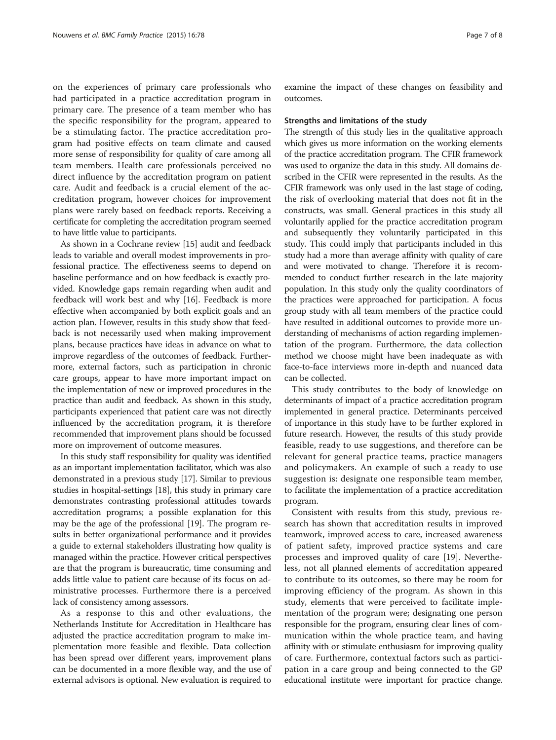on the experiences of primary care professionals who had participated in a practice accreditation program in primary care. The presence of a team member who has the specific responsibility for the program, appeared to be a stimulating factor. The practice accreditation program had positive effects on team climate and caused more sense of responsibility for quality of care among all team members. Health care professionals perceived no direct influence by the accreditation program on patient care. Audit and feedback is a crucial element of the accreditation program, however choices for improvement plans were rarely based on feedback reports. Receiving a certificate for completing the accreditation program seemed to have little value to participants.

As shown in a Cochrane review [15] audit and feedback leads to variable and overall modest improvements in professional practice. The effectiveness seems to depend on baseline performance and on how feedback is exactly provided. Knowledge gaps remain regarding when audit and feedback will work best and why [16]. Feedback is more effective when accompanied by both explicit goals and an action plan. However, results in this study show that feedback is not necessarily used when making improvement plans, because practices have ideas in advance on what to improve regardless of the outcomes of feedback. Furthermore, external factors, such as participation in chronic care groups, appear to have more important impact on the implementation of new or improved procedures in the practice than audit and feedback. As shown in this study, participants experienced that patient care was not directly influenced by the accreditation program, it is therefore recommended that improvement plans should be focussed more on improvement of outcome measures.

In this study staff responsibility for quality was identified as an important implementation facilitator, which was also demonstrated in a previous study [17]. Similar to previous studies in hospital-settings [18], this study in primary care demonstrates contrasting professional attitudes towards accreditation programs; a possible explanation for this may be the age of the professional [19]. The program results in better organizational performance and it provides a guide to external stakeholders illustrating how quality is managed within the practice. However critical perspectives are that the program is bureaucratic, time consuming and adds little value to patient care because of its focus on administrative processes. Furthermore there is a perceived lack of consistency among assessors.

As a response to this and other evaluations, the Netherlands Institute for Accreditation in Healthcare has adjusted the practice accreditation program to make implementation more feasible and flexible. Data collection has been spread over different years, improvement plans can be documented in a more flexible way, and the use of external advisors is optional. New evaluation is required to examine the impact of these changes on feasibility and outcomes.

### Strengths and limitations of the study

The strength of this study lies in the qualitative approach which gives us more information on the working elements of the practice accreditation program. The CFIR framework was used to organize the data in this study. All domains described in the CFIR were represented in the results. As the CFIR framework was only used in the last stage of coding, the risk of overlooking material that does not fit in the constructs, was small. General practices in this study all voluntarily applied for the practice accreditation program and subsequently they voluntarily participated in this study. This could imply that participants included in this study had a more than average affinity with quality of care and were motivated to change. Therefore it is recommended to conduct further research in the late majority population. In this study only the quality coordinators of the practices were approached for participation. A focus group study with all team members of the practice could have resulted in additional outcomes to provide more understanding of mechanisms of action regarding implementation of the program. Furthermore, the data collection method we choose might have been inadequate as with face-to-face interviews more in-depth and nuanced data can be collected.

This study contributes to the body of knowledge on determinants of impact of a practice accreditation program implemented in general practice. Determinants perceived of importance in this study have to be further explored in future research. However, the results of this study provide feasible, ready to use suggestions, and therefore can be relevant for general practice teams, practice managers and policymakers. An example of such a ready to use suggestion is: designate one responsible team member, to facilitate the implementation of a practice accreditation program.

Consistent with results from this study, previous research has shown that accreditation results in improved teamwork, improved access to care, increased awareness of patient safety, improved practice systems and care processes and improved quality of care [19]. Nevertheless, not all planned elements of accreditation appeared to contribute to its outcomes, so there may be room for improving efficiency of the program. As shown in this study, elements that were perceived to facilitate implementation of the program were; designating one person responsible for the program, ensuring clear lines of communication within the whole practice team, and having affinity with or stimulate enthusiasm for improving quality of care. Furthermore, contextual factors such as participation in a care group and being connected to the GP educational institute were important for practice change.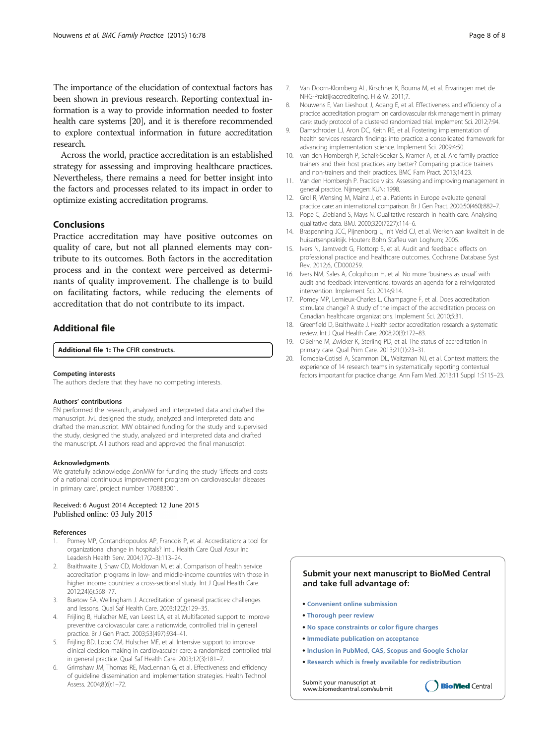The importance of the elucidation of contextual factors has been shown in previous research. Reporting contextual information is a way to provide information needed to foster health care systems [20], and it is therefore recommended to explore contextual information in future accreditation research.

Across the world, practice accreditation is an established strategy for assessing and improving healthcare practices. Nevertheless, there remains a need for better insight into the factors and processes related to its impact in order to optimize existing accreditation programs.

## Conclusions

Practice accreditation may have positive outcomes on quality of care, but not all planned elements may contribute to its outcomes. Both factors in the accreditation process and in the context were perceived as determinants of quality improvement. The challenge is to build on facilitating factors, while reducing the elements of accreditation that do not contribute to its impact.

## Additional file

**Additional file 1: The CFIR constructs.**

#### Competing interests

The authors declare that they have no competing interests.

#### Authors' contributions

EN performed the research, analyzed and interpreted data and drafted the manuscript. JvL designed the study, analyzed and interpreted data and drafted the manuscript. MW obtained funding for the study and supervised the study, designed the study, analyzed and interpreted data and drafted the manuscript. All authors read and approved the final manuscript.

#### Acknowledgments

We gratefully acknowledge ZonMW for funding the study 'Effects and costs of a national continuous improvement program on cardiovascular diseases in primary care', project number 170883001.

Received: 6 August 2014 Accepted: 12 June 2015
Published online: 03 July 2015

#### References

1. Pomey MP, Contandriopoulos AP, Francois P, et al. Accreditation: a tool for organizational change in hospitals? Int J Health Care Qual Assur Inc Leadersh Health Serv. 2004;17(2–3):113–24.
2. Braithwaite J, Shaw CD, Moldovan M, et al. Comparison of health service accreditation programs in low- and middle-income countries with those in higher income countries: a cross-sectional study. Int J Qual Health Care. 2012;24(6):568–77.
3. Buetow SA, Wellingham J. Accreditation of general practices: challenges and lessons. Qual Saf Health Care. 2003;12(2):129–35.
4. Frijling B, Hulscher ME, van Leest LA, et al. Multifaceted support to improve preventive cardiovascular care: a nationwide, controlled trial in general practice. Br J Gen Pract. 2003;53(497):934–41.
5. Frijling BD, Lobo CM, Hulscher ME, et al. Intensive support to improve clinical decision making in cardiovascular care: a randomised controlled trial in general practice. Qual Saf Health Care. 2003;12(3):181–7.
6. Grimshaw JM, Thomas RE, MacLennan G, et al. Effectiveness and efficiency of guideline dissemination and implementation strategies. Health Technol Assess. 2004;8(6):1–72.
7. Van Doorn-Klomberg AL, Kirschner K, Bouma M, et al. Ervaringen met de NHG-Praktijkaccreditering. H & W. 2011;7.
8. Nouwens E, Van Lieshout J, Adang E, et al. Effectiveness and efficiency of a practice accreditation program on cardiovascular risk management in primary care: study protocol of a clustered randomized trial. Implement Sci. 2012;7:94.
9. Damschroder LJ, Aron DC, Keith RE, et al. Fostering implementation of health services research findings into practice: a consolidated framework for advancing implementation science. Implement Sci. 2009;4:50.
10. van den Hombergh P, Schalk-Soekar S, Kramer A, et al. Are family practice trainers and their host practices any better? Comparing practice trainers and non-trainers and their practices. BMC Fam Pract. 2013;14:23.
11. Van den Hombergh P. Practice visits. Assessing and improving management in general practice. Nijmegen: KUN; 1998.
12. Grol R, Wensing M, Mainz J, et al. Patients in Europe evaluate general practice care: an international comparison. Br J Gen Pract. 2000;50(460):882–7.
13. Pope C, Ziebland S, Mays N. Qualitative research in health care. Analysing qualitative data. BMJ. 2000;320(7227):114–6.
14. Braspenning JCC, Pijnenborg L, in't Veld CJ, et al. Werken aan kwaliteit in de huisartsenpraktijk. Houten: Bohn Stafleu van Loghum; 2005.
15. Ivers N, Jamtvedt G, Flottorp S, et al. Audit and feedback: effects on professional practice and healthcare outcomes. Cochrane Database Syst Rev. 2012;6, CD000259.
16. Ivers NM, Sales A, Colquhoun H, et al. No more 'business as usual' with audit and feedback interventions: towards an agenda for a reinvigorated intervention. Implement Sci. 2014;9:14.
17. Pomey MP, Lemieux-Charles L, Champagne F, et al. Does accreditation stimulate change? A study of the impact of the accreditation process on Canadian healthcare organizations. Implement Sci. 2010;5:31.
18. Greenfield D, Braithwaite J. Health sector accreditation research: a systematic review. Int J Qual Health Care. 2008;20(3):172–83.
19. O'Beirne M, Zwicker K, Sterling PD, et al. The status of accreditation in primary care. Qual Prim Care. 2013;21(1):23–31.
20. Tomoaia-Cotisel A, Scammon DL, Waitzman NJ, et al. Context matters: the experience of 14 research teams in systematically reporting contextual factors important for practice change. Ann Fam Med. 2013;11 Suppl 1:S115–23.

**Submit your next manuscript to BioMed Central and take full advantage of:**

- Convenient online submission
- Thorough peer review
- No space constraints or color figure charges
- Immediate publication on acceptance
- Inclusion in PubMed, CAS, Scopus and Google Scholar
- Research which is freely available for redistribution

Submit your manuscript at www.biomedcentral.com/submit

BioMed Central